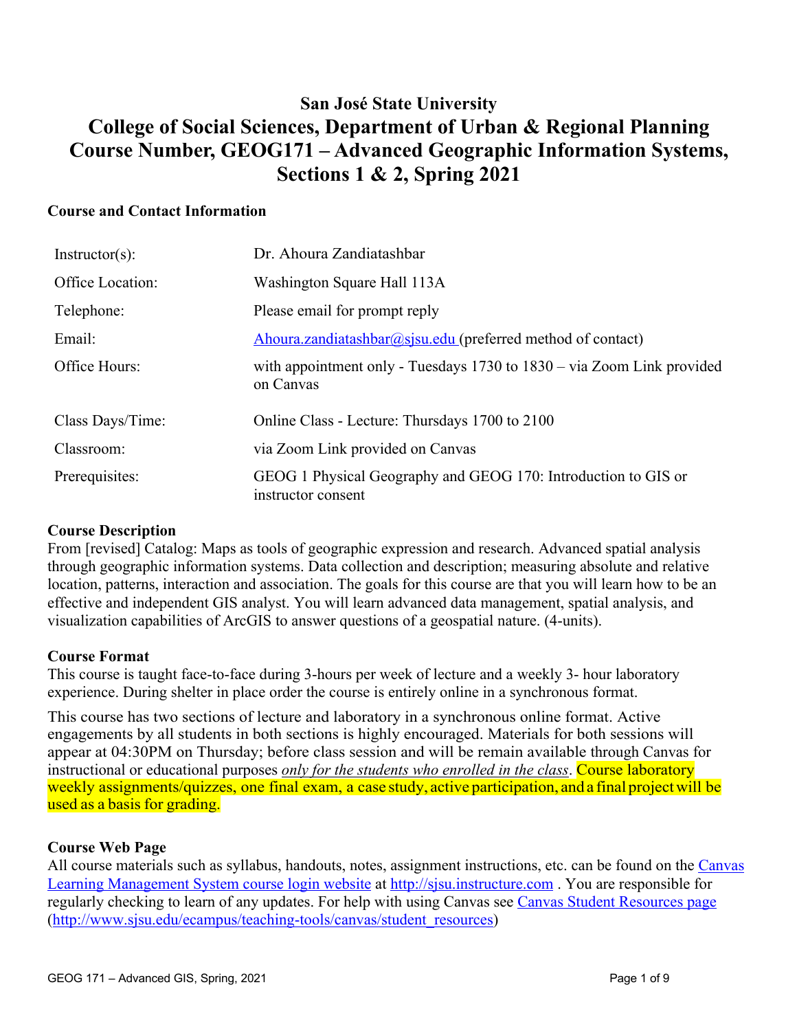# San José State University
# College of Social Sciences, Department of Urban & Regional Planning
# Course Number, GEOG171 – Advanced Geographic Information Systems, Sections 1 & 2, Spring 2021

## Course and Contact Information

| | |
|---|---|
| Instructor(s): | Dr. Ahoura Zandiatashbar |
| Office Location: | Washington Square Hall 113A |
| Telephone: | Please email for prompt reply |
| Email: | [Ahoura.zandiatashbar@sjsu.edu](mailto:Ahoura.zandiatashbar@sjsu.edu) (preferred method of contact) |
| Office Hours: | with appointment only - Tuesdays 1730 to 1830 – via Zoom Link provided on Canvas |
| Class Days/Time: | Online Class - Lecture: Thursdays 1700 to 2100 |
| Classroom: | via Zoom Link provided on Canvas |
| Prerequisites: | GEOG 1 Physical Geography and GEOG 170: Introduction to GIS or instructor consent |

### Course Description

From [revised] Catalog: Maps as tools of geographic expression and research. Advanced spatial analysis through geographic information systems. Data collection and description; measuring absolute and relative location, patterns, interaction and association. The goals for this course are that you will learn how to be an effective and independent GIS analyst. You will learn advanced data management, spatial analysis, and visualization capabilities of ArcGIS to answer questions of a geospatial nature. (4-units).

### Course Format

This course is taught face-to-face during 3-hours per week of lecture and a weekly 3- hour laboratory experience. During shelter in place order the course is entirely online in a synchronous format.

This course has two sections of lecture and laboratory in a synchronous online format. Active engagements by all students in both sections is highly encouraged. Materials for both sessions will appear at 04:30PM on Thursday; before class session and will be remain available through Canvas for instructional or educational purposes *only for the students who enrolled in the class*. Course laboratory weekly assignments/quizzes, one final exam, a case study, active participation, and a final project will be used as a basis for grading.

### Course Web Page

All course materials such as syllabus, handouts, notes, assignment instructions, etc. can be found on the [Canvas Learning Management System course login website](http://sjsu.instructure.com) at http://sjsu.instructure.com . You are responsible for regularly checking to learn of any updates. For help with using Canvas see [Canvas Student Resources page](http://www.sjsu.edu/ecampus/teaching-tools/canvas/student_resources) (http://www.sjsu.edu/ecampus/teaching-tools/canvas/student_resources)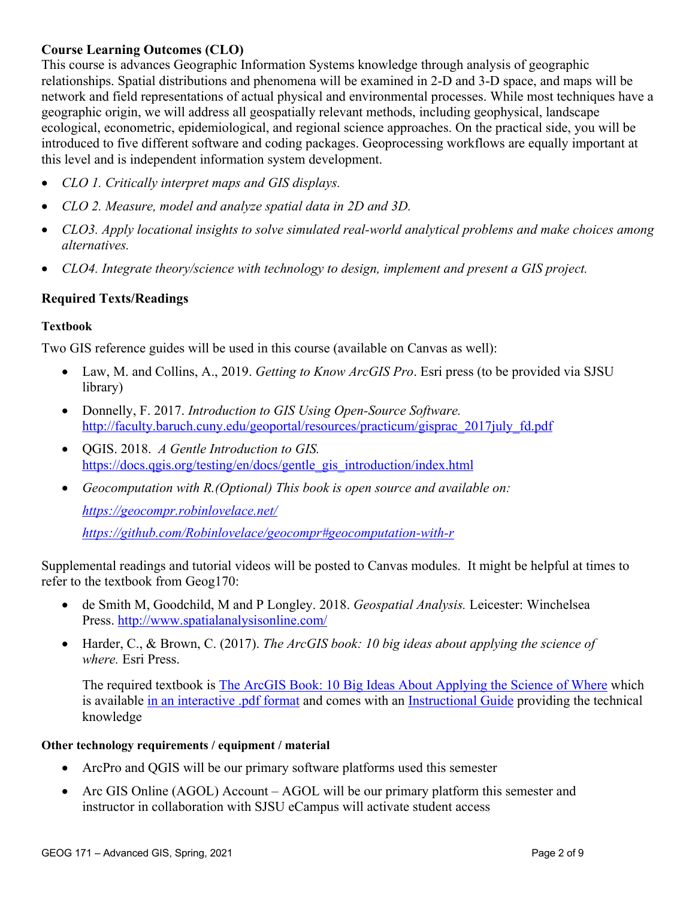**Course Learning Outcomes (CLO)**

This course is advances Geographic Information Systems knowledge through analysis of geographic relationships. Spatial distributions and phenomena will be examined in 2-D and 3-D space, and maps will be network and field representations of actual physical and environmental processes. While most techniques have a geographic origin, we will address all geospatially relevant methods, including geophysical, landscape ecological, econometric, epidemiological, and regional science approaches. On the practical side, you will be introduced to five different software and coding packages. Geoprocessing workflows are equally important at this level and is independent information system development.

- *CLO 1. Critically interpret maps and GIS displays.*
- *CLO 2. Measure, model and analyze spatial data in 2D and 3D.*
- *CLO3. Apply locational insights to solve simulated real-world analytical problems and make choices among alternatives.*
- *CLO4. Integrate theory/science with technology to design, implement and present a GIS project.*

**Required Texts/Readings**

**Textbook**

Two GIS reference guides will be used in this course (available on Canvas as well):

- Law, M. and Collins, A., 2019. *Getting to Know ArcGIS Pro*. Esri press (to be provided via SJSU library)
- Donnelly, F. 2017. *Introduction to GIS Using Open-Source Software.* http://faculty.baruch.cuny.edu/geoportal/resources/practicum/gisprac_2017july_fd.pdf
- QGIS. 2018. *A Gentle Introduction to GIS.* https://docs.qgis.org/testing/en/docs/gentle_gis_introduction/index.html
- *Geocomputation with R.(Optional) This book is open source and available on:*

  *https://geocompr.robinlovelace.net/*

  *https://github.com/Robinlovelace/geocompr#geocomputation-with-r*

Supplemental readings and tutorial videos will be posted to Canvas modules. It might be helpful at times to refer to the textbook from Geog170:

- de Smith M, Goodchild, M and P Longley. 2018. *Geospatial Analysis.* Leicester: Winchelsea Press. http://www.spatialanalysisonline.com/
- Harder, C., & Brown, C. (2017). *The ArcGIS book: 10 big ideas about applying the science of where.* Esri Press.

  The required textbook is The ArcGIS Book: 10 Big Ideas About Applying the Science of Where which is available in an interactive .pdf format and comes with an Instructional Guide providing the technical knowledge

**Other technology requirements / equipment / material**

- ArcPro and QGIS will be our primary software platforms used this semester
- Arc GIS Online (AGOL) Account – AGOL will be our primary platform this semester and instructor in collaboration with SJSU eCampus will activate student access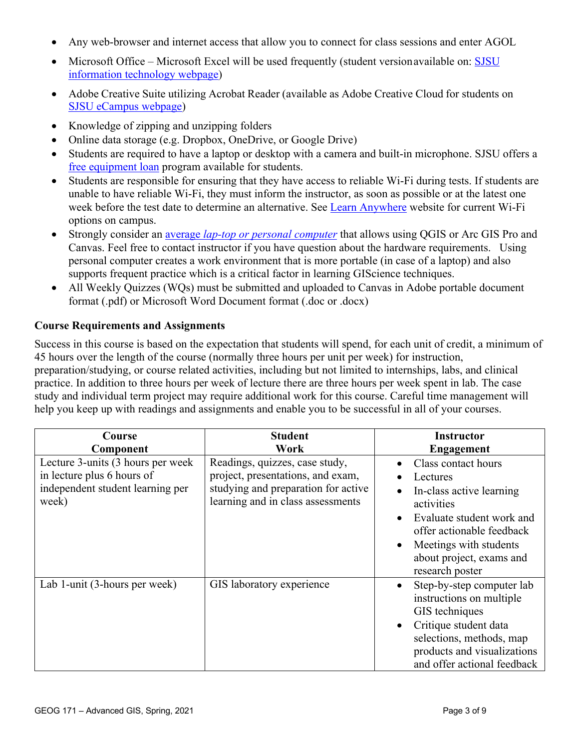- Any web-browser and internet access that allow you to connect for class sessions and enter AGOL
- Microsoft Office – Microsoft Excel will be used frequently (student version available on: [SJSU information technology webpage](#))
- Adobe Creative Suite utilizing Acrobat Reader (available as Adobe Creative Cloud for students on [SJSU eCampus webpage](#))
- Knowledge of zipping and unzipping folders
- Online data storage (e.g. Dropbox, OneDrive, or Google Drive)
- Students are required to have a laptop or desktop with a camera and built-in microphone. SJSU offers a [free equipment loan](#) program available for students.
- Students are responsible for ensuring that they have access to reliable Wi-Fi during tests. If students are unable to have reliable Wi-Fi, they must inform the instructor, as soon as possible or at the latest one week before the test date to determine an alternative. See [Learn Anywhere](#) website for current Wi-Fi options on campus.
- Strongly consider an [average *lap-top or personal computer*](#) that allows using QGIS or Arc GIS Pro and Canvas. Feel free to contact instructor if you have question about the hardware requirements. Using personal computer creates a work environment that is more portable (in case of a laptop) and also supports frequent practice which is a critical factor in learning GIScience techniques.
- All Weekly Quizzes (WQs) must be submitted and uploaded to Canvas in Adobe portable document format (.pdf) or Microsoft Word Document format (.doc or .docx)

### Course Requirements and Assignments

Success in this course is based on the expectation that students will spend, for each unit of credit, a minimum of 45 hours over the length of the course (normally three hours per unit per week) for instruction, preparation/studying, or course related activities, including but not limited to internships, labs, and clinical practice. In addition to three hours per week of lecture there are three hours per week spent in lab. The case study and individual term project may require additional work for this course. Careful time management will help you keep up with readings and assignments and enable you to be successful in all of your courses.

| Course Component | Student Work | Instructor Engagement |
|---|---|---|
| Lecture 3-units (3 hours per week in lecture plus 6 hours of independent student learning per week) | Readings, quizzes, case study, project, presentations, and exam, studying and preparation for active learning and in class assessments | • Class contact hours<br>• Lectures<br>• In-class active learning activities<br>• Evaluate student work and offer actionable feedback<br>• Meetings with students about project, exams and research poster |
| Lab 1-unit (3-hours per week) | GIS laboratory experience | • Step-by-step computer lab instructions on multiple GIS techniques<br>• Critique student data selections, methods, map products and visualizations and offer actional feedback |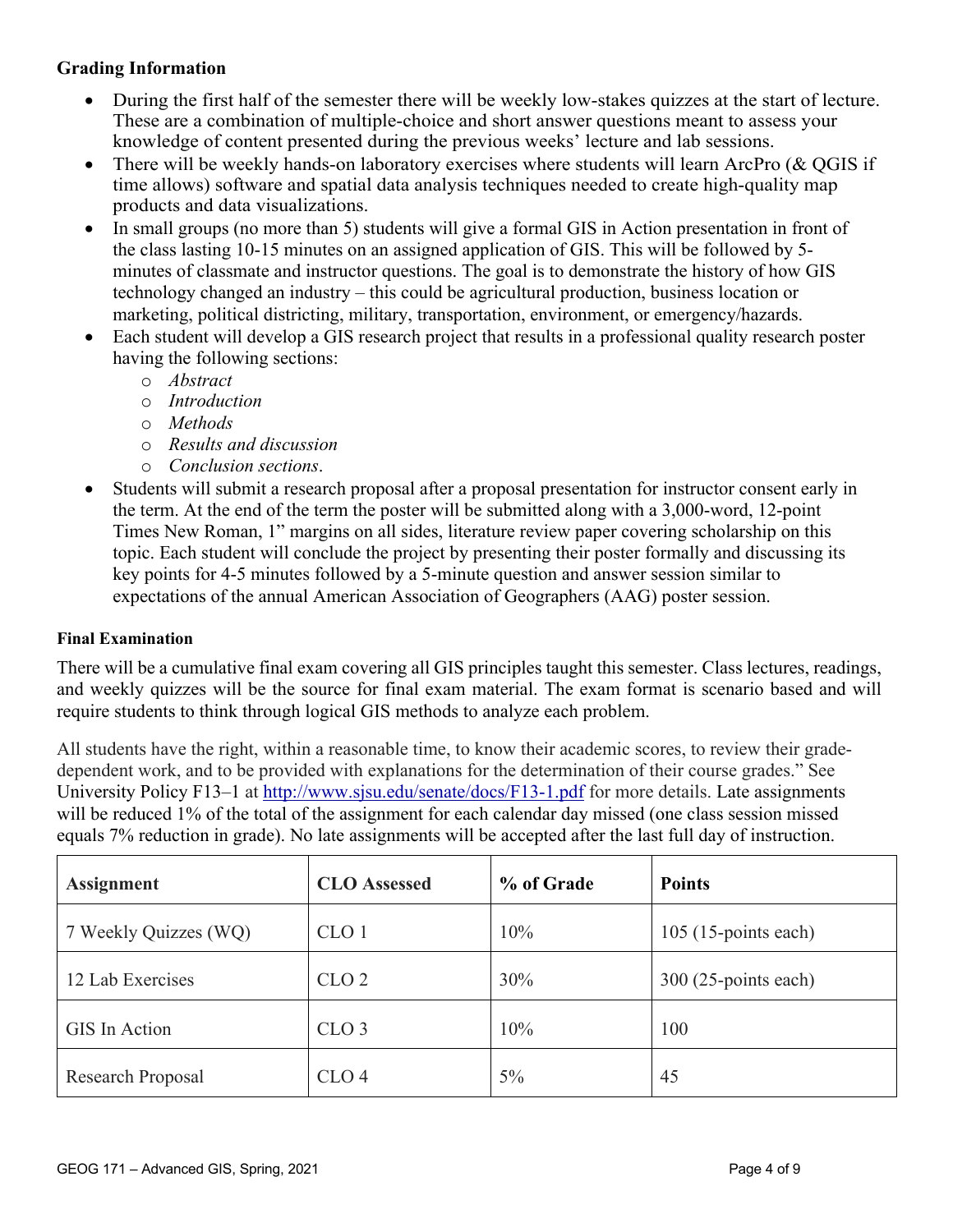### Grading Information

- During the first half of the semester there will be weekly low-stakes quizzes at the start of lecture. These are a combination of multiple-choice and short answer questions meant to assess your knowledge of content presented during the previous weeks' lecture and lab sessions.
- There will be weekly hands-on laboratory exercises where students will learn ArcPro (& QGIS if time allows) software and spatial data analysis techniques needed to create high-quality map products and data visualizations.
- In small groups (no more than 5) students will give a formal GIS in Action presentation in front of the class lasting 10-15 minutes on an assigned application of GIS. This will be followed by 5-minutes of classmate and instructor questions. The goal is to demonstrate the history of how GIS technology changed an industry – this could be agricultural production, business location or marketing, political districting, military, transportation, environment, or emergency/hazards.
- Each student will develop a GIS research project that results in a professional quality research poster having the following sections:
  - *Abstract*
  - *Introduction*
  - *Methods*
  - *Results and discussion*
  - *Conclusion sections*.
- Students will submit a research proposal after a proposal presentation for instructor consent early in the term. At the end of the term the poster will be submitted along with a 3,000-word, 12-point Times New Roman, 1" margins on all sides, literature review paper covering scholarship on this topic. Each student will conclude the project by presenting their poster formally and discussing its key points for 4-5 minutes followed by a 5-minute question and answer session similar to expectations of the annual American Association of Geographers (AAG) poster session.

#### Final Examination

There will be a cumulative final exam covering all GIS principles taught this semester. Class lectures, readings, and weekly quizzes will be the source for final exam material. The exam format is scenario based and will require students to think through logical GIS methods to analyze each problem.

All students have the right, within a reasonable time, to know their academic scores, to review their grade-dependent work, and to be provided with explanations for the determination of their course grades." See University Policy F13–1 at http://www.sjsu.edu/senate/docs/F13-1.pdf for more details. Late assignments will be reduced 1% of the total of the assignment for each calendar day missed (one class session missed equals 7% reduction in grade). No late assignments will be accepted after the last full day of instruction.

| Assignment | CLO Assessed | % of Grade | Points |
|---|---|---|---|
| 7 Weekly Quizzes (WQ) | CLO 1 | 10% | 105 (15-points each) |
| 12 Lab Exercises | CLO 2 | 30% | 300 (25-points each) |
| GIS In Action | CLO 3 | 10% | 100 |
| Research Proposal | CLO 4 | 5% | 45 |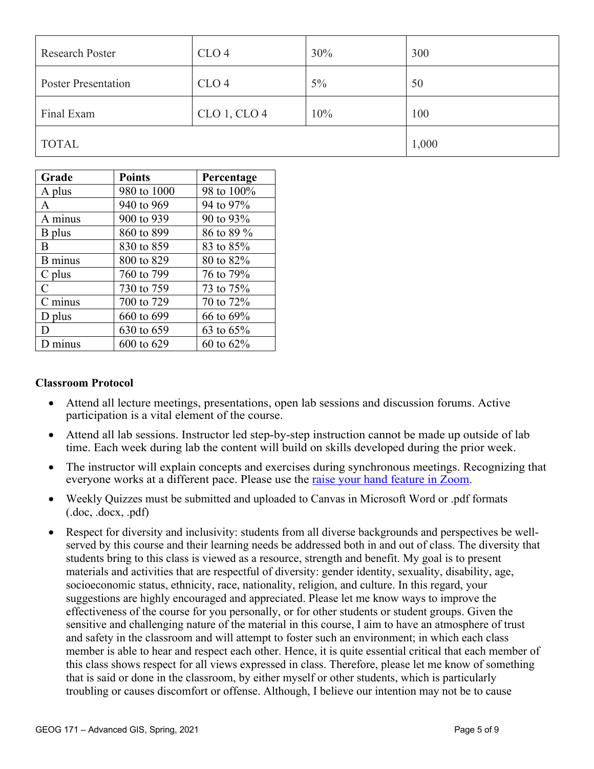| Research Poster | CLO 4 | 30% | 300 |
| --- | --- | --- | --- |
| Poster Presentation | CLO 4 | 5% | 50 |
| Final Exam | CLO 1, CLO 4 | 10% | 100 |
| TOTAL | | | 1,000 |

| Grade | Points | Percentage |
| --- | --- | --- |
| A plus | 980 to 1000 | 98 to 100% |
| A | 940 to 969 | 94 to 97% |
| A minus | 900 to 939 | 90 to 93% |
| B plus | 860 to 899 | 86 to 89 % |
| B | 830 to 859 | 83 to 85% |
| B minus | 800 to 829 | 80 to 82% |
| C plus | 760 to 799 | 76 to 79% |
| C | 730 to 759 | 73 to 75% |
| C minus | 700 to 729 | 70 to 72% |
| D plus | 660 to 699 | 66 to 69% |
| D | 630 to 659 | 63 to 65% |
| D minus | 600 to 629 | 60 to 62% |

**Classroom Protocol**

- Attend all lecture meetings, presentations, open lab sessions and discussion forums. Active participation is a vital element of the course.
- Attend all lab sessions. Instructor led step-by-step instruction cannot be made up outside of lab time. Each week during lab the content will build on skills developed during the prior week.
- The instructor will explain concepts and exercises during synchronous meetings. Recognizing that everyone works at a different pace. Please use the raise your hand feature in Zoom.
- Weekly Quizzes must be submitted and uploaded to Canvas in Microsoft Word or .pdf formats (.doc, .docx, .pdf)
- Respect for diversity and inclusivity: students from all diverse backgrounds and perspectives be well-served by this course and their learning needs be addressed both in and out of class. The diversity that students bring to this class is viewed as a resource, strength and benefit. My goal is to present materials and activities that are respectful of diversity: gender identity, sexuality, disability, age, socioeconomic status, ethnicity, race, nationality, religion, and culture. In this regard, your suggestions are highly encouraged and appreciated. Please let me know ways to improve the effectiveness of the course for you personally, or for other students or student groups. Given the sensitive and challenging nature of the material in this course, I aim to have an atmosphere of trust and safety in the classroom and will attempt to foster such an environment; in which each class member is able to hear and respect each other. Hence, it is quite essential critical that each member of this class shows respect for all views expressed in class. Therefore, please let me know of something that is said or done in the classroom, by either myself or other students, which is particularly troubling or causes discomfort or offense. Although, I believe our intention may not be to cause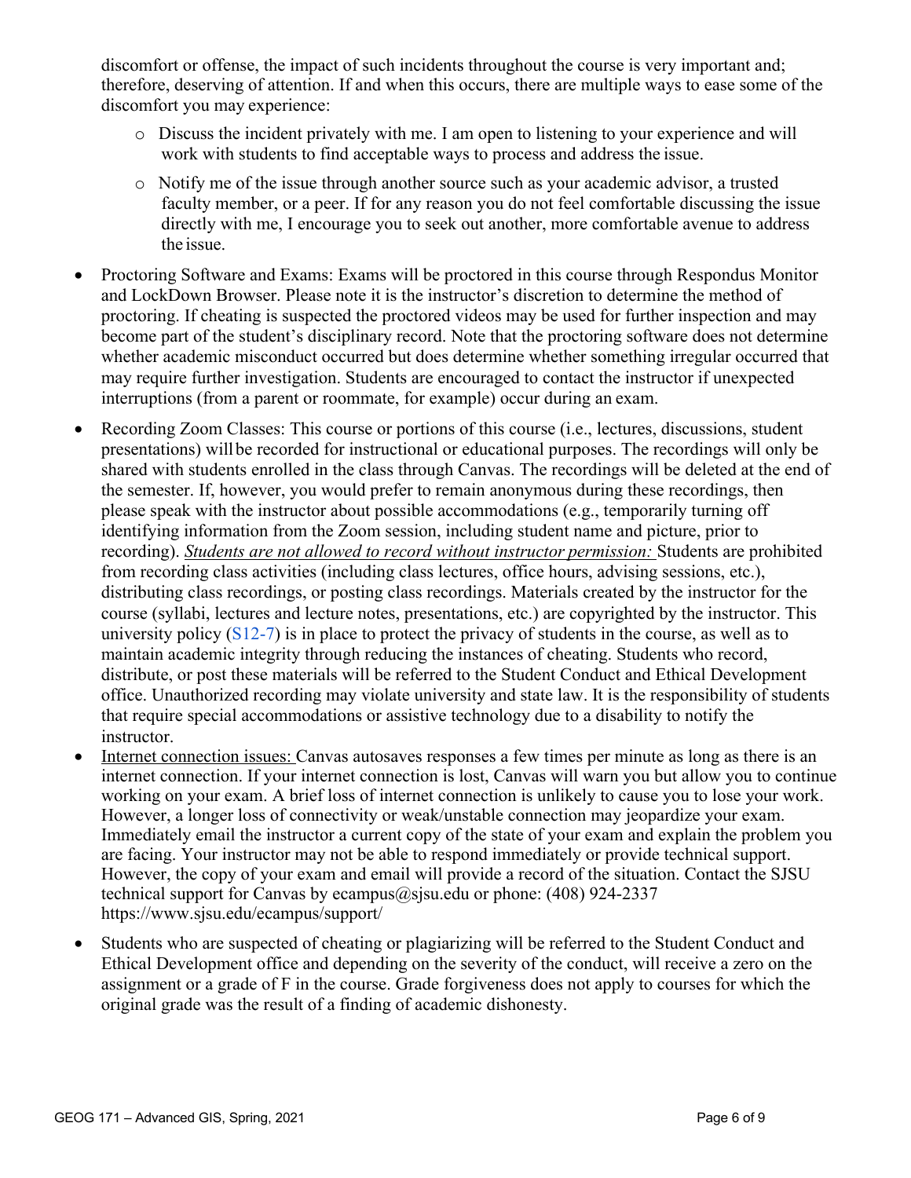discomfort or offense, the impact of such incidents throughout the course is very important and; therefore, deserving of attention. If and when this occurs, there are multiple ways to ease some of the discomfort you may experience:

  - Discuss the incident privately with me. I am open to listening to your experience and will work with students to find acceptable ways to process and address the issue.
  - Notify me of the issue through another source such as your academic advisor, a trusted faculty member, or a peer. If for any reason you do not feel comfortable discussing the issue directly with me, I encourage you to seek out another, more comfortable avenue to address the issue.

- Proctoring Software and Exams: Exams will be proctored in this course through Respondus Monitor and LockDown Browser. Please note it is the instructor's discretion to determine the method of proctoring. If cheating is suspected the proctored videos may be used for further inspection and may become part of the student's disciplinary record. Note that the proctoring software does not determine whether academic misconduct occurred but does determine whether something irregular occurred that may require further investigation. Students are encouraged to contact the instructor if unexpected interruptions (from a parent or roommate, for example) occur during an exam.
- Recording Zoom Classes: This course or portions of this course (i.e., lectures, discussions, student presentations) will be recorded for instructional or educational purposes. The recordings will only be shared with students enrolled in the class through Canvas. The recordings will be deleted at the end of the semester. If, however, you would prefer to remain anonymous during these recordings, then please speak with the instructor about possible accommodations (e.g., temporarily turning off identifying information from the Zoom session, including student name and picture, prior to recording). <u>*Students are not allowed to record without instructor permission:*</u> Students are prohibited from recording class activities (including class lectures, office hours, advising sessions, etc.), distributing class recordings, or posting class recordings. Materials created by the instructor for the course (syllabi, lectures and lecture notes, presentations, etc.) are copyrighted by the instructor. This university policy (S12-7) is in place to protect the privacy of students in the course, as well as to maintain academic integrity through reducing the instances of cheating. Students who record, distribute, or post these materials will be referred to the Student Conduct and Ethical Development office. Unauthorized recording may violate university and state law. It is the responsibility of students that require special accommodations or assistive technology due to a disability to notify the instructor.
- <u>Internet connection issues:</u> Canvas autosaves responses a few times per minute as long as there is an internet connection. If your internet connection is lost, Canvas will warn you but allow you to continue working on your exam. A brief loss of internet connection is unlikely to cause you to lose your work. However, a longer loss of connectivity or weak/unstable connection may jeopardize your exam. Immediately email the instructor a current copy of the state of your exam and explain the problem you are facing. Your instructor may not be able to respond immediately or provide technical support. However, the copy of your exam and email will provide a record of the situation. Contact the SJSU technical support for Canvas by ecampus@sjsu.edu or phone: (408) 924-2337 https://www.sjsu.edu/ecampus/support/
- Students who are suspected of cheating or plagiarizing will be referred to the Student Conduct and Ethical Development office and depending on the severity of the conduct, will receive a zero on the assignment or a grade of F in the course. Grade forgiveness does not apply to courses for which the original grade was the result of a finding of academic dishonesty.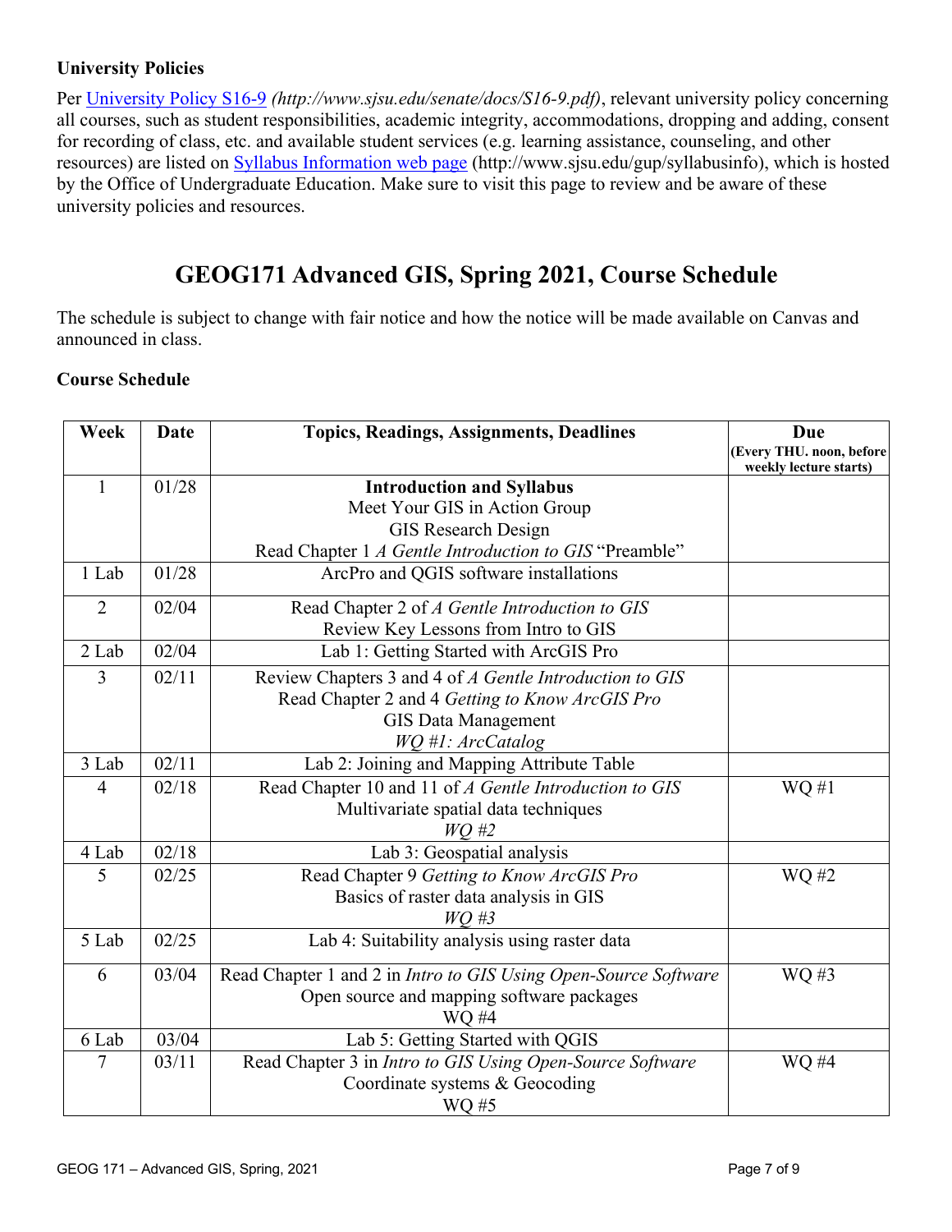**University Policies**

Per [University Policy S16-9](http://www.sjsu.edu/senate/docs/S16-9.pdf) *(http://www.sjsu.edu/senate/docs/S16-9.pdf)*, relevant university policy concerning all courses, such as student responsibilities, academic integrity, accommodations, dropping and adding, consent for recording of class, etc. and available student services (e.g. learning assistance, counseling, and other resources) are listed on [Syllabus Information web page](http://www.sjsu.edu/gup/syllabusinfo) (http://www.sjsu.edu/gup/syllabusinfo), which is hosted by the Office of Undergraduate Education. Make sure to visit this page to review and be aware of these university policies and resources.

# GEOG171 Advanced GIS, Spring 2021, Course Schedule

The schedule is subject to change with fair notice and how the notice will be made available on Canvas and announced in class.

**Course Schedule**

| Week | Date | Topics, Readings, Assignments, Deadlines | Due (Every THU. noon, before weekly lecture starts) |
|---|---|---|---|
| 1 | 01/28 | **Introduction and Syllabus**<br>Meet Your GIS in Action Group<br>GIS Research Design<br>Read Chapter 1 *A Gentle Introduction to GIS* "Preamble" | |
| 1 Lab | 01/28 | ArcPro and QGIS software installations | |
| 2 | 02/04 | Read Chapter 2 of *A Gentle Introduction to GIS*<br>Review Key Lessons from Intro to GIS | |
| 2 Lab | 02/04 | Lab 1: Getting Started with ArcGIS Pro | |
| 3 | 02/11 | Review Chapters 3 and 4 of *A Gentle Introduction to GIS*<br>Read Chapter 2 and 4 *Getting to Know ArcGIS Pro*<br>GIS Data Management<br>*WQ #1: ArcCatalog* | |
| 3 Lab | 02/11 | Lab 2: Joining and Mapping Attribute Table | |
| 4 | 02/18 | Read Chapter 10 and 11 of *A Gentle Introduction to GIS*<br>Multivariate spatial data techniques<br>*WQ #2* | WQ #1 |
| 4 Lab | 02/18 | Lab 3: Geospatial analysis | |
| 5 | 02/25 | Read Chapter 9 *Getting to Know ArcGIS Pro*<br>Basics of raster data analysis in GIS<br>*WQ #3* | WQ #2 |
| 5 Lab | 02/25 | Lab 4: Suitability analysis using raster data | |
| 6 | 03/04 | Read Chapter 1 and 2 in *Intro to GIS Using Open-Source Software*<br>Open source and mapping software packages<br>WQ #4 | WQ #3 |
| 6 Lab | 03/04 | Lab 5: Getting Started with QGIS | |
| 7 | 03/11 | Read Chapter 3 in *Intro to GIS Using Open-Source Software*<br>Coordinate systems & Geocoding<br>WQ #5 | WQ #4 |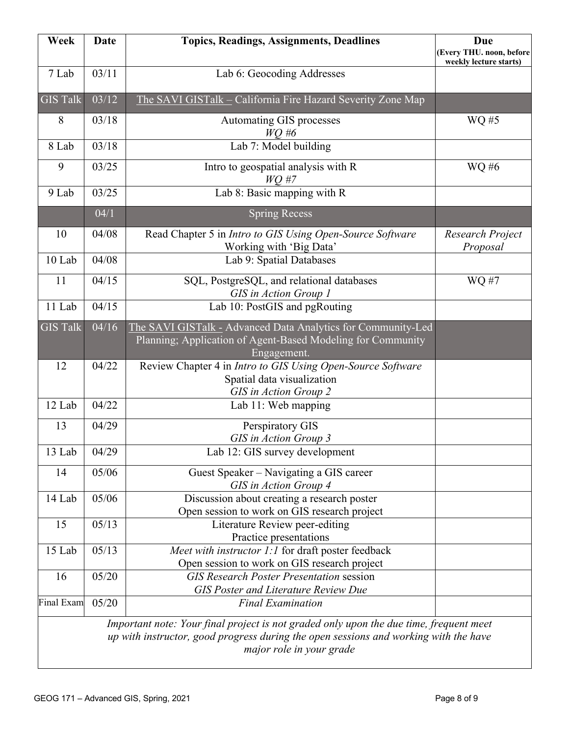| Week | Date | Topics, Readings, Assignments, Deadlines | Due (Every THU. noon, before weekly lecture starts) |
|---|---|---|---|
| 7 Lab | 03/11 | Lab 6: Geocoding Addresses | |
| GIS Talk | 03/12 | The SAVI GISTalk – California Fire Hazard Severity Zone Map | |
| 8 | 03/18 | Automating GIS processes<br>*WQ #6* | WQ #5 |
| 8 Lab | 03/18 | Lab 7: Model building | |
| 9 | 03/25 | Intro to geospatial analysis with R<br>*WQ #7* | WQ #6 |
| 9 Lab | 03/25 | Lab 8: Basic mapping with R | |
| | 04/1 | Spring Recess | |
| 10 | 04/08 | Read Chapter 5 in *Intro to GIS Using Open-Source Software*<br>Working with 'Big Data' | *Research Project Proposal* |
| 10 Lab | 04/08 | Lab 9: Spatial Databases | |
| 11 | 04/15 | SQL, PostgreSQL, and relational databases<br>*GIS in Action Group 1* | WQ #7 |
| 11 Lab | 04/15 | Lab 10: PostGIS and pgRouting | |
| GIS Talk | 04/16 | The SAVI GISTalk - Advanced Data Analytics for Community-Led Planning; Application of Agent-Based Modeling for Community Engagement. | |
| 12 | 04/22 | Review Chapter 4 in *Intro to GIS Using Open-Source Software*<br>Spatial data visualization<br>*GIS in Action Group 2* | |
| 12 Lab | 04/22 | Lab 11: Web mapping | |
| 13 | 04/29 | Perspiratory GIS<br>*GIS in Action Group 3* | |
| 13 Lab | 04/29 | Lab 12: GIS survey development | |
| 14 | 05/06 | Guest Speaker – Navigating a GIS career<br>*GIS in Action Group 4* | |
| 14 Lab | 05/06 | Discussion about creating a research poster<br>Open session to work on GIS research project | |
| 15 | 05/13 | Literature Review peer-editing<br>Practice presentations | |
| 15 Lab | 05/13 | *Meet with instructor 1:1* for draft poster feedback<br>Open session to work on GIS research project | |
| 16 | 05/20 | *GIS Research Poster Presentation* session<br>*GIS Poster and Literature Review Due* | |
| Final Exam | 05/20 | *Final Examination* | |

*Important note: Your final project is not graded only upon the due time, frequent meet up with instructor, good progress during the open sessions and working with the have major role in your grade*